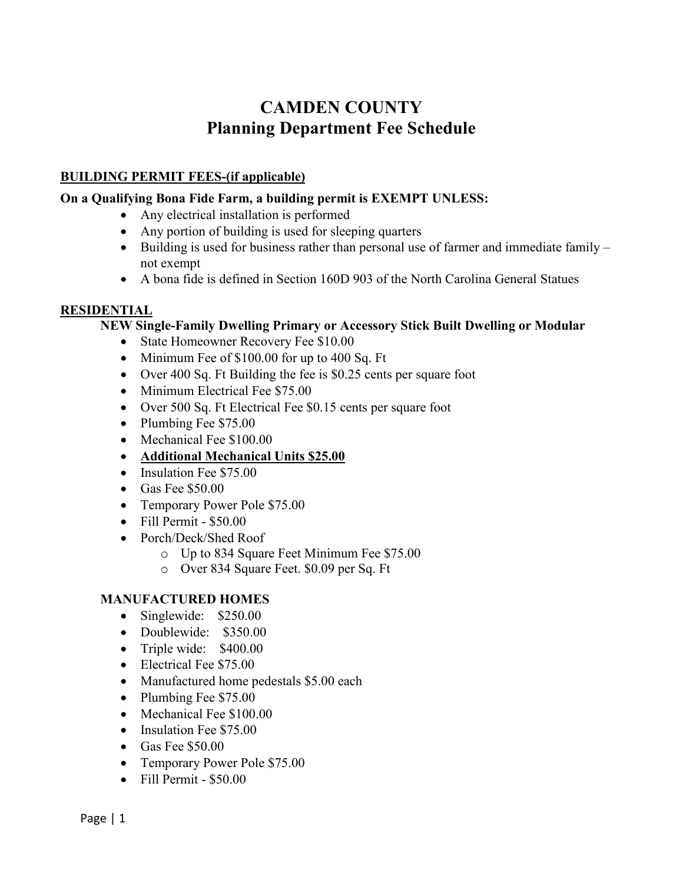# CAMDEN COUNTY
## Planning Department Fee Schedule

**BUILDING PERMIT FEES-(if applicable)**

**On a Qualifying Bona Fide Farm, a building permit is EXEMPT UNLESS:**

- Any electrical installation is performed
- Any portion of building is used for sleeping quarters
- Building is used for business rather than personal use of farmer and immediate family – not exempt
- A bona fide is defined in Section 160D 903 of the North Carolina General Statues

**RESIDENTIAL**

**NEW Single-Family Dwelling Primary or Accessory Stick Built Dwelling or Modular**

- State Homeowner Recovery Fee $10.00
- Minimum Fee of $100.00 for up to 400 Sq. Ft
- Over 400 Sq. Ft Building the fee is $0.25 cents per square foot
- Minimum Electrical Fee $75.00
- Over 500 Sq. Ft Electrical Fee $0.15 cents per square foot
- Plumbing Fee $75.00
- Mechanical Fee $100.00
- **Additional Mechanical Units $25.00**
- Insulation Fee $75.00
- Gas Fee $50.00
- Temporary Power Pole $75.00
- Fill Permit - $50.00
- Porch/Deck/Shed Roof
  - Up to 834 Square Feet Minimum Fee $75.00
  - Over 834 Square Feet. $0.09 per Sq. Ft

**MANUFACTURED HOMES**

- Singlewide: $250.00
- Doublewide: $350.00
- Triple wide: $400.00
- Electrical Fee $75.00
- Manufactured home pedestals $5.00 each
- Plumbing Fee $75.00
- Mechanical Fee $100.00
- Insulation Fee $75.00
- Gas Fee $50.00
- Temporary Power Pole $75.00
- Fill Permit - $50.00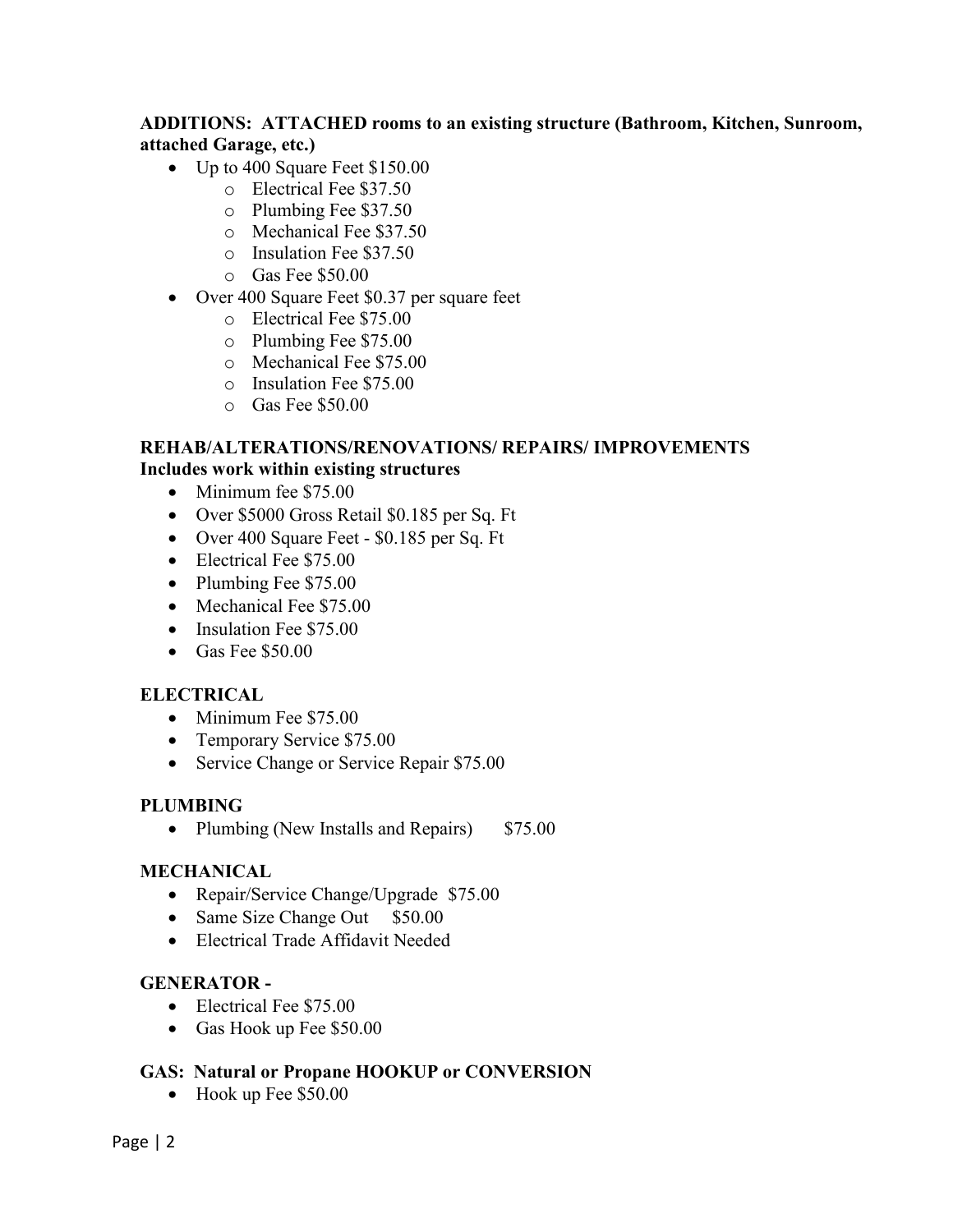**ADDITIONS: ATTACHED rooms to an existing structure (Bathroom, Kitchen, Sunroom, attached Garage, etc.)**

- Up to 400 Square Feet $150.00
  - Electrical Fee $37.50
  - Plumbing Fee $37.50
  - Mechanical Fee $37.50
  - Insulation Fee $37.50
  - Gas Fee $50.00
- Over 400 Square Feet $0.37 per square feet
  - Electrical Fee $75.00
  - Plumbing Fee $75.00
  - Mechanical Fee $75.00
  - Insulation Fee $75.00
  - Gas Fee $50.00

**REHAB/ALTERATIONS/RENOVATIONS/ REPAIRS/ IMPROVEMENTS**
**Includes work within existing structures**

- Minimum fee $75.00
- Over $5000 Gross Retail $0.185 per Sq. Ft
- Over 400 Square Feet - $0.185 per Sq. Ft
- Electrical Fee $75.00
- Plumbing Fee $75.00
- Mechanical Fee $75.00
- Insulation Fee $75.00
- Gas Fee $50.00

**ELECTRICAL**

- Minimum Fee $75.00
- Temporary Service $75.00
- Service Change or Service Repair $75.00

**PLUMBING**

- Plumbing (New Installs and Repairs) $75.00

**MECHANICAL**

- Repair/Service Change/Upgrade $75.00
- Same Size Change Out $50.00
- Electrical Trade Affidavit Needed

**GENERATOR -**

- Electrical Fee $75.00
- Gas Hook up Fee $50.00

**GAS: Natural or Propane HOOKUP or CONVERSION**

- Hook up Fee $50.00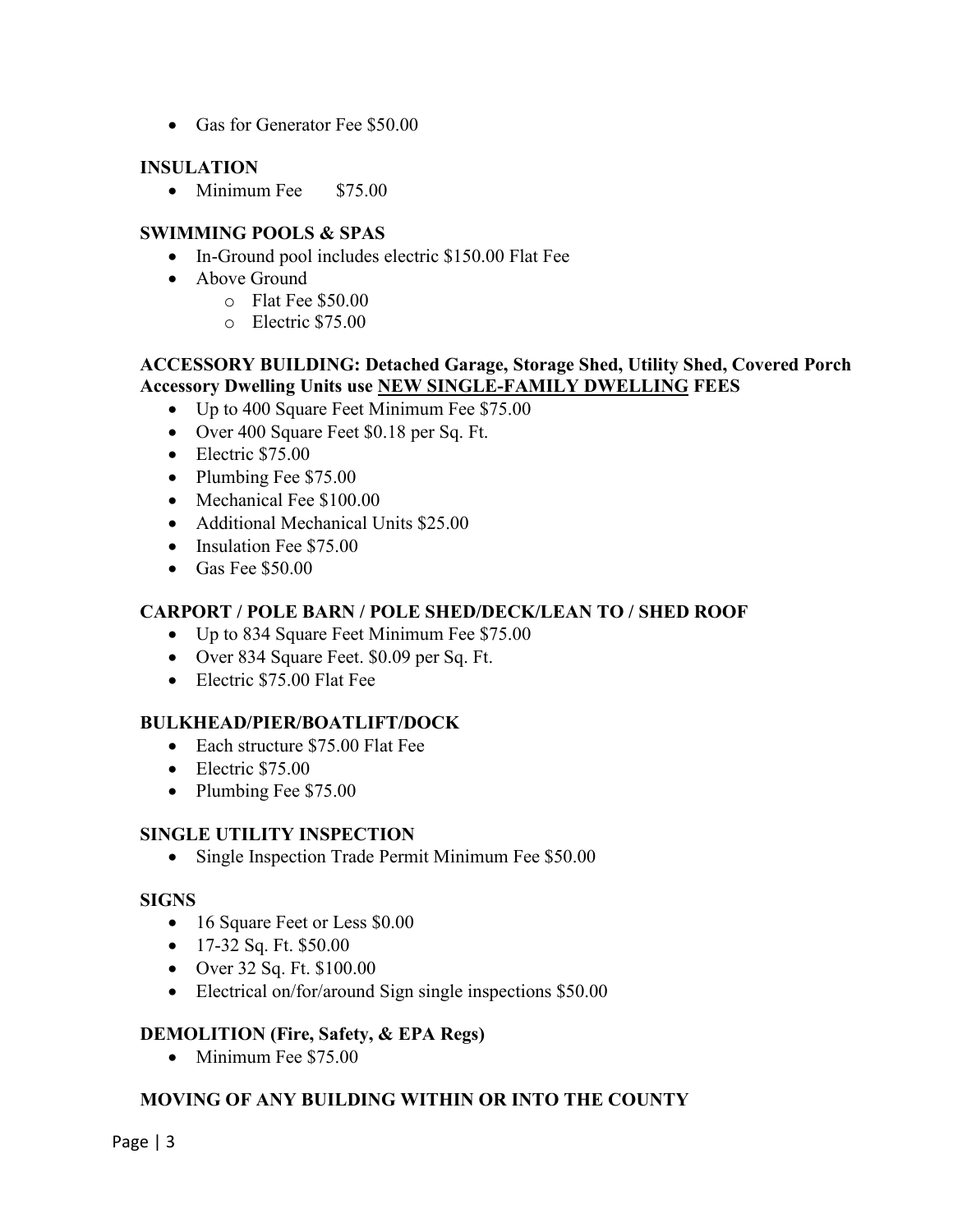- Gas for Generator Fee $50.00

**INSULATION**

- Minimum Fee $75.00

**SWIMMING POOLS & SPAS**

- In-Ground pool includes electric $150.00 Flat Fee
- Above Ground
  - Flat Fee $50.00
  - Electric $75.00

**ACCESSORY BUILDING: Detached Garage, Storage Shed, Utility Shed, Covered Porch Accessory Dwelling Units use <u>NEW SINGLE-FAMILY DWELLING</u> FEES**

- Up to 400 Square Feet Minimum Fee $75.00
- Over 400 Square Feet $0.18 per Sq. Ft.
- Electric $75.00
- Plumbing Fee $75.00
- Mechanical Fee $100.00
- Additional Mechanical Units $25.00
- Insulation Fee $75.00
- Gas Fee $50.00

**CARPORT / POLE BARN / POLE SHED/DECK/LEAN TO / SHED ROOF**

- Up to 834 Square Feet Minimum Fee $75.00
- Over 834 Square Feet. $0.09 per Sq. Ft.
- Electric $75.00 Flat Fee

**BULKHEAD/PIER/BOATLIFT/DOCK**

- Each structure $75.00 Flat Fee
- Electric $75.00
- Plumbing Fee $75.00

**SINGLE UTILITY INSPECTION**

- Single Inspection Trade Permit Minimum Fee $50.00

**SIGNS**

- 16 Square Feet or Less $0.00
- 17-32 Sq. Ft. $50.00
- Over 32 Sq. Ft. $100.00
- Electrical on/for/around Sign single inspections $50.00

**DEMOLITION (Fire, Safety, & EPA Regs)**

- Minimum Fee $75.00

**MOVING OF ANY BUILDING WITHIN OR INTO THE COUNTY**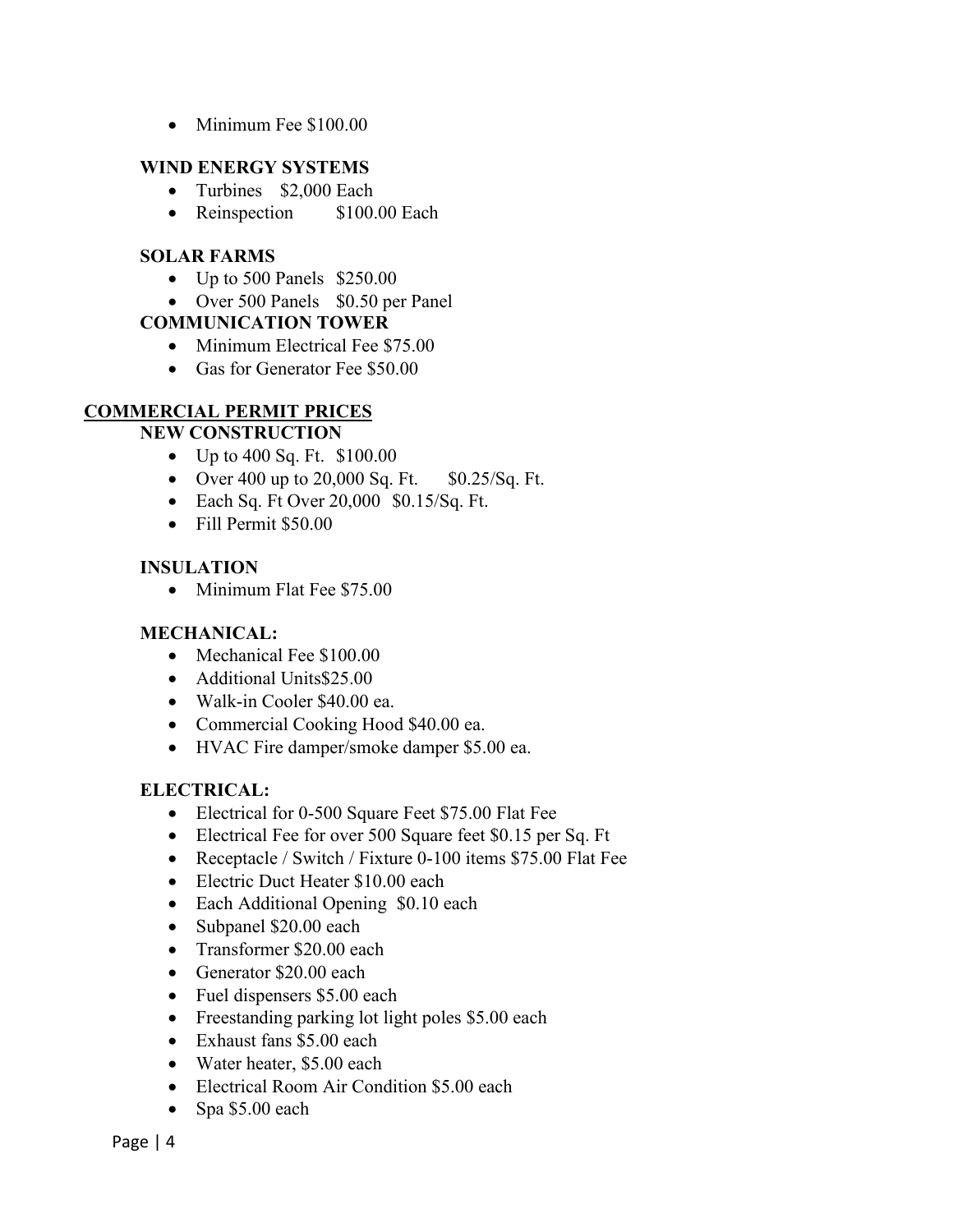- Minimum Fee $100.00

### WIND ENERGY SYSTEMS

- Turbines $2,000 Each
- Reinspection $100.00 Each

### SOLAR FARMS

- Up to 500 Panels $250.00
- Over 500 Panels $0.50 per Panel

### COMMUNICATION TOWER

- Minimum Electrical Fee $75.00
- Gas for Generator Fee $50.00

## COMMERCIAL PERMIT PRICES

### NEW CONSTRUCTION

- Up to 400 Sq. Ft. $100.00
- Over 400 up to 20,000 Sq. Ft. $0.25/Sq. Ft.
- Each Sq. Ft Over 20,000 $0.15/Sq. Ft.
- Fill Permit $50.00

### INSULATION

- Minimum Flat Fee $75.00

### MECHANICAL:

- Mechanical Fee $100.00
- Additional Units$25.00
- Walk-in Cooler $40.00 ea.
- Commercial Cooking Hood $40.00 ea.
- HVAC Fire damper/smoke damper $5.00 ea.

### ELECTRICAL:

- Electrical for 0-500 Square Feet $75.00 Flat Fee
- Electrical Fee for over 500 Square feet $0.15 per Sq. Ft
- Receptacle / Switch / Fixture 0-100 items $75.00 Flat Fee
- Electric Duct Heater $10.00 each
- Each Additional Opening $0.10 each
- Subpanel $20.00 each
- Transformer $20.00 each
- Generator $20.00 each
- Fuel dispensers $5.00 each
- Freestanding parking lot light poles $5.00 each
- Exhaust fans $5.00 each
- Water heater, $5.00 each
- Electrical Room Air Condition $5.00 each
- Spa $5.00 each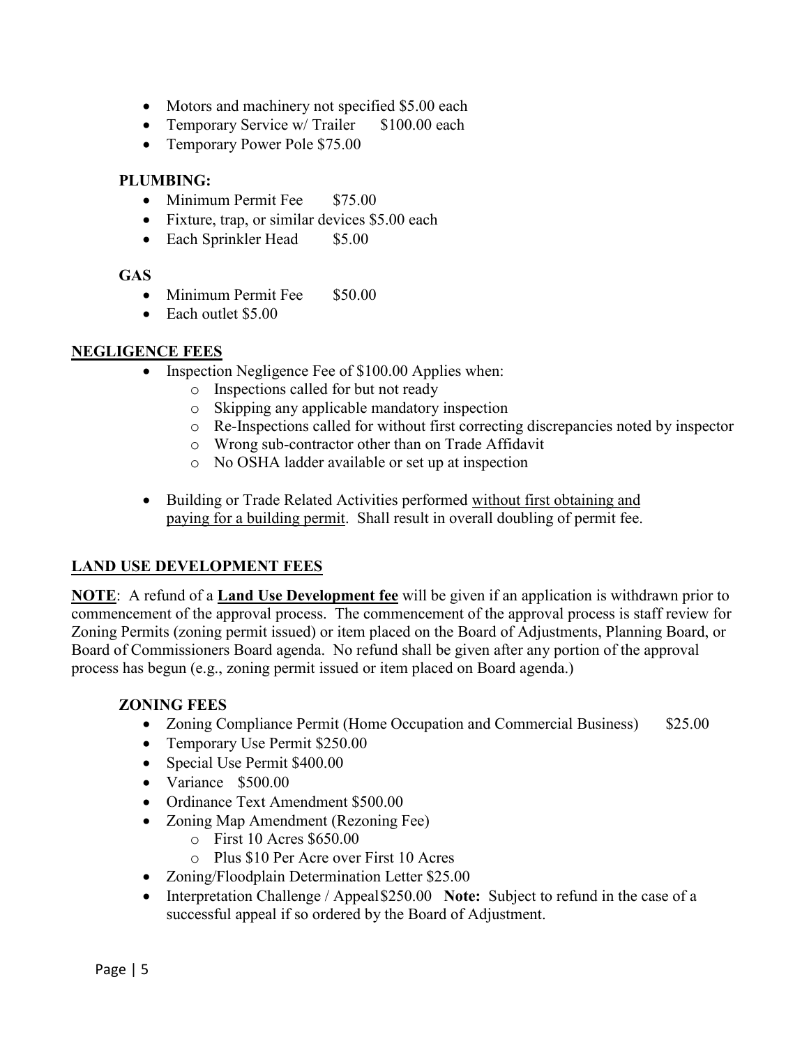- Motors and machinery not specified $5.00 each
- Temporary Service w/ Trailer $100.00 each
- Temporary Power Pole $75.00

**PLUMBING:**

- Minimum Permit Fee $75.00
- Fixture, trap, or similar devices $5.00 each
- Each Sprinkler Head $5.00

**GAS**

- Minimum Permit Fee $50.00
- Each outlet $5.00

## NEGLIGENCE FEES

- Inspection Negligence Fee of $100.00 Applies when:
  - Inspections called for but not ready
  - Skipping any applicable mandatory inspection
  - Re-Inspections called for without first correcting discrepancies noted by inspector
  - Wrong sub-contractor other than on Trade Affidavit
  - No OSHA ladder available or set up at inspection
- Building or Trade Related Activities performed without first obtaining and paying for a building permit. Shall result in overall doubling of permit fee.

## LAND USE DEVELOPMENT FEES

**NOTE**: A refund of a **Land Use Development fee** will be given if an application is withdrawn prior to commencement of the approval process. The commencement of the approval process is staff review for Zoning Permits (zoning permit issued) or item placed on the Board of Adjustments, Planning Board, or Board of Commissioners Board agenda. No refund shall be given after any portion of the approval process has begun (e.g., zoning permit issued or item placed on Board agenda.)

**ZONING FEES**

- Zoning Compliance Permit (Home Occupation and Commercial Business) $25.00
- Temporary Use Permit $250.00
- Special Use Permit $400.00
- Variance $500.00
- Ordinance Text Amendment $500.00
- Zoning Map Amendment (Rezoning Fee)
  - First 10 Acres $650.00
  - Plus $10 Per Acre over First 10 Acres
- Zoning/Floodplain Determination Letter $25.00
- Interpretation Challenge / Appeal $250.00 **Note:** Subject to refund in the case of a successful appeal if so ordered by the Board of Adjustment.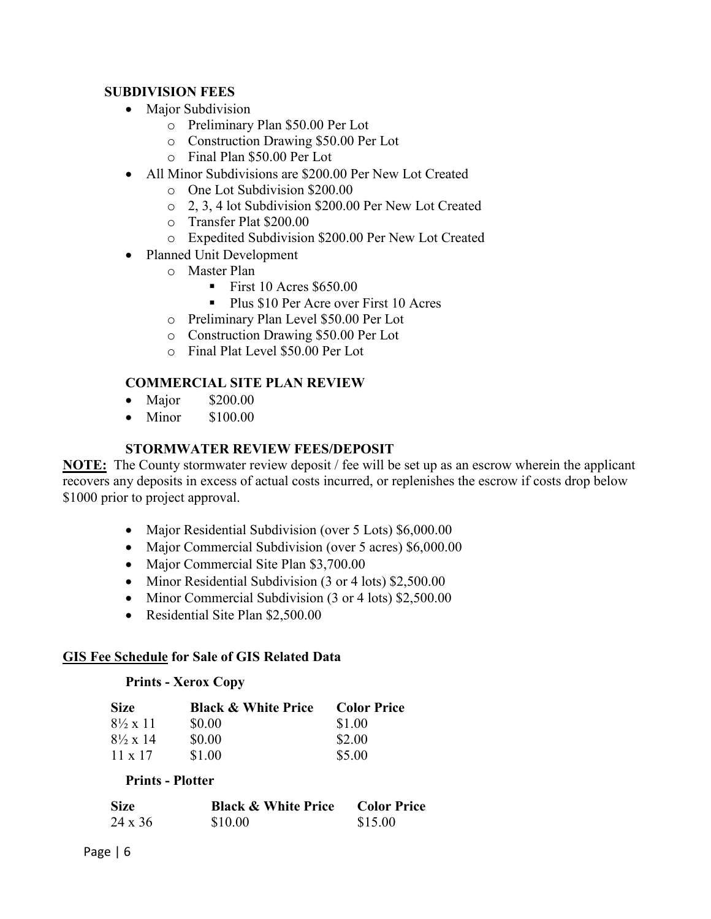### SUBDIVISION FEES

- Major Subdivision
  - Preliminary Plan \$50.00 Per Lot
  - Construction Drawing \$50.00 Per Lot
  - Final Plan \$50.00 Per Lot
- All Minor Subdivisions are \$200.00 Per New Lot Created
  - One Lot Subdivision \$200.00
  - 2, 3, 4 lot Subdivision \$200.00 Per New Lot Created
  - Transfer Plat \$200.00
  - Expedited Subdivision \$200.00 Per New Lot Created
- Planned Unit Development
  - Master Plan
    - First 10 Acres \$650.00
    - Plus \$10 Per Acre over First 10 Acres
  - Preliminary Plan Level \$50.00 Per Lot
  - Construction Drawing \$50.00 Per Lot
  - Final Plat Level \$50.00 Per Lot

### COMMERCIAL SITE PLAN REVIEW

- Major \$200.00
- Minor \$100.00

### STORMWATER REVIEW FEES/DEPOSIT

**NOTE:** The County stormwater review deposit / fee will be set up as an escrow wherein the applicant recovers any deposits in excess of actual costs incurred, or replenishes the escrow if costs drop below \$1000 prior to project approval.

- Major Residential Subdivision (over 5 Lots) \$6,000.00
- Major Commercial Subdivision (over 5 acres) \$6,000.00
- Major Commercial Site Plan \$3,700.00
- Minor Residential Subdivision (3 or 4 lots) \$2,500.00
- Minor Commercial Subdivision (3 or 4 lots) \$2,500.00
- Residential Site Plan \$2,500.00

## GIS Fee Schedule for Sale of GIS Related Data

**Prints - Xerox Copy**

| Size | Black & White Price | Color Price |
|---|---|---|
| 8½ x 11 | \$0.00 | \$1.00 |
| 8½ x 14 | \$0.00 | \$2.00 |
| 11 x 17 | \$1.00 | \$5.00 |

**Prints - Plotter**

| Size | Black & White Price | Color Price |
|---|---|---|
| 24 x 36 | \$10.00 | \$15.00 |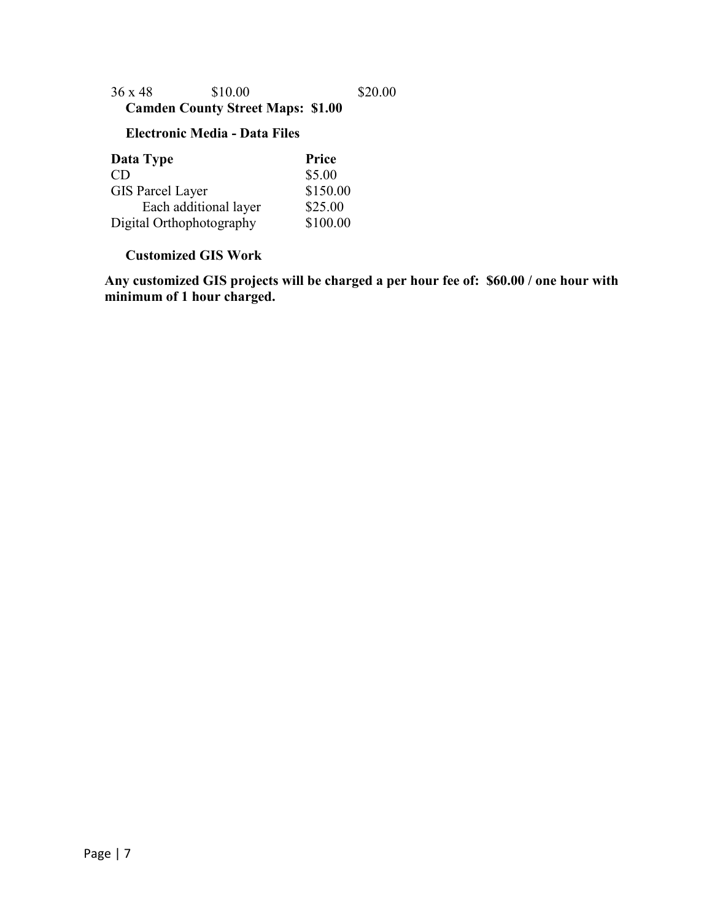| | | |
|---|---|---|
| 36 x 48 | $10.00 | $20.00 |

**Camden County Street Maps: $1.00**

**Electronic Media - Data Files**

| **Data Type** | **Price** |
|---|---|
| CD | $5.00 |
| GIS Parcel Layer | $150.00 |
| Each additional layer | $25.00 |
| Digital Orthophotography | $100.00 |

**Customized GIS Work**

**Any customized GIS projects will be charged a per hour fee of: $60.00 / one hour with minimum of 1 hour charged.**